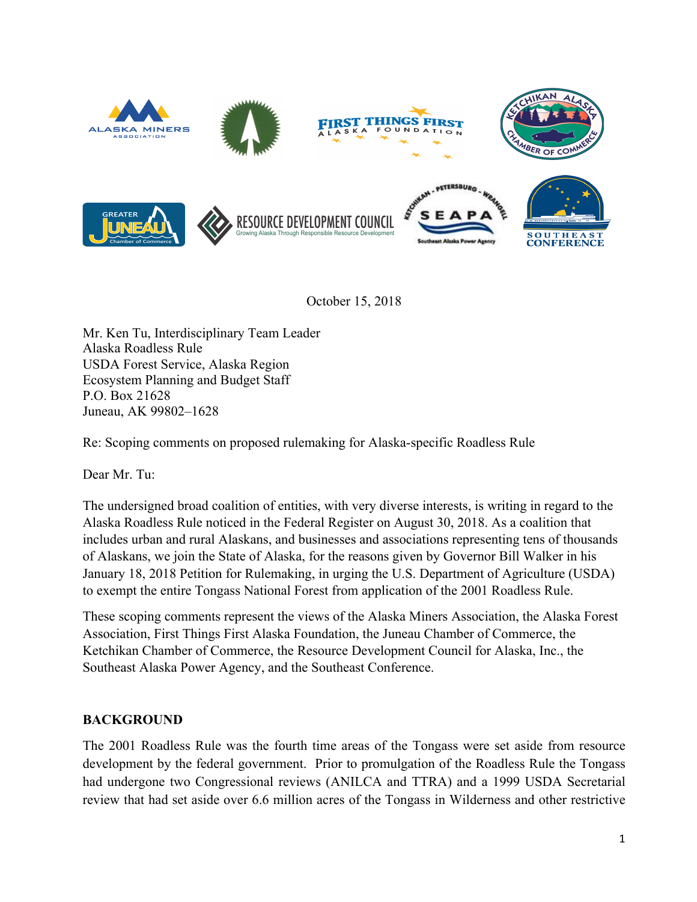October 15, 2018

Mr. Ken Tu, Interdisciplinary Team Leader
Alaska Roadless Rule
USDA Forest Service, Alaska Region
Ecosystem Planning and Budget Staff
P.O. Box 21628
Juneau, AK 99802–1628

Re: Scoping comments on proposed rulemaking for Alaska-specific Roadless Rule

Dear Mr. Tu:

The undersigned broad coalition of entities, with very diverse interests, is writing in regard to the Alaska Roadless Rule noticed in the Federal Register on August 30, 2018. As a coalition that includes urban and rural Alaskans, and businesses and associations representing tens of thousands of Alaskans, we join the State of Alaska, for the reasons given by Governor Bill Walker in his January 18, 2018 Petition for Rulemaking, in urging the U.S. Department of Agriculture (USDA) to exempt the entire Tongass National Forest from application of the 2001 Roadless Rule.

These scoping comments represent the views of the Alaska Miners Association, the Alaska Forest Association, First Things First Alaska Foundation, the Juneau Chamber of Commerce, the Ketchikan Chamber of Commerce, the Resource Development Council for Alaska, Inc., the Southeast Alaska Power Agency, and the Southeast Conference.

## BACKGROUND

The 2001 Roadless Rule was the fourth time areas of the Tongass were set aside from resource development by the federal government. Prior to promulgation of the Roadless Rule the Tongass had undergone two Congressional reviews (ANILCA and TTRA) and a 1999 USDA Secretarial review that had set aside over 6.6 million acres of the Tongass in Wilderness and other restrictive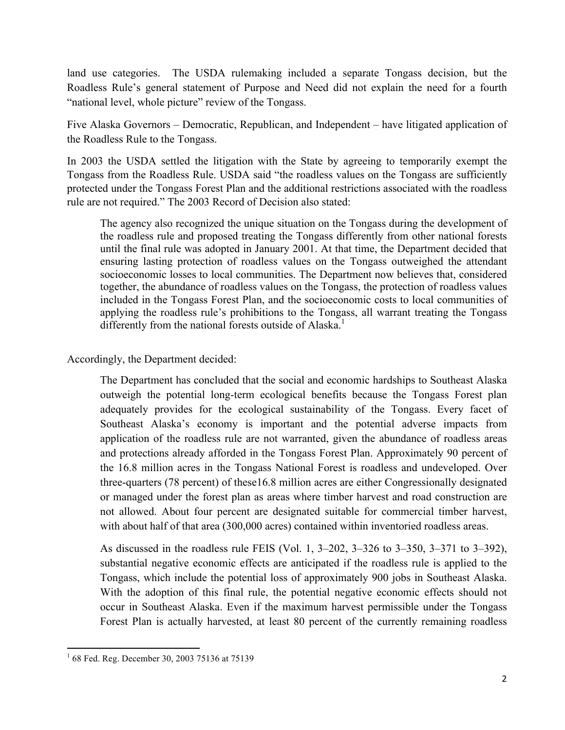land use categories. The USDA rulemaking included a separate Tongass decision, but the Roadless Rule's general statement of Purpose and Need did not explain the need for a fourth "national level, whole picture" review of the Tongass.

Five Alaska Governors – Democratic, Republican, and Independent – have litigated application of the Roadless Rule to the Tongass.

In 2003 the USDA settled the litigation with the State by agreeing to temporarily exempt the Tongass from the Roadless Rule. USDA said "the roadless values on the Tongass are sufficiently protected under the Tongass Forest Plan and the additional restrictions associated with the roadless rule are not required." The 2003 Record of Decision also stated:

> The agency also recognized the unique situation on the Tongass during the development of the roadless rule and proposed treating the Tongass differently from other national forests until the final rule was adopted in January 2001. At that time, the Department decided that ensuring lasting protection of roadless values on the Tongass outweighed the attendant socioeconomic losses to local communities. The Department now believes that, considered together, the abundance of roadless values on the Tongass, the protection of roadless values included in the Tongass Forest Plan, and the socioeconomic costs to local communities of applying the roadless rule's prohibitions to the Tongass, all warrant treating the Tongass differently from the national forests outside of Alaska.[1]

Accordingly, the Department decided:

> The Department has concluded that the social and economic hardships to Southeast Alaska outweigh the potential long-term ecological benefits because the Tongass Forest plan adequately provides for the ecological sustainability of the Tongass. Every facet of Southeast Alaska's economy is important and the potential adverse impacts from application of the roadless rule are not warranted, given the abundance of roadless areas and protections already afforded in the Tongass Forest Plan. Approximately 90 percent of the 16.8 million acres in the Tongass National Forest is roadless and undeveloped. Over three-quarters (78 percent) of these16.8 million acres are either Congressionally designated or managed under the forest plan as areas where timber harvest and road construction are not allowed. About four percent are designated suitable for commercial timber harvest, with about half of that area (300,000 acres) contained within inventoried roadless areas.
>
> As discussed in the roadless rule FEIS (Vol. 1, 3–202, 3–326 to 3–350, 3–371 to 3–392), substantial negative economic effects are anticipated if the roadless rule is applied to the Tongass, which include the potential loss of approximately 900 jobs in Southeast Alaska. With the adoption of this final rule, the potential negative economic effects should not occur in Southeast Alaska. Even if the maximum harvest permissible under the Tongass Forest Plan is actually harvested, at least 80 percent of the currently remaining roadless

[1] 68 Fed. Reg. December 30, 2003 75136 at 75139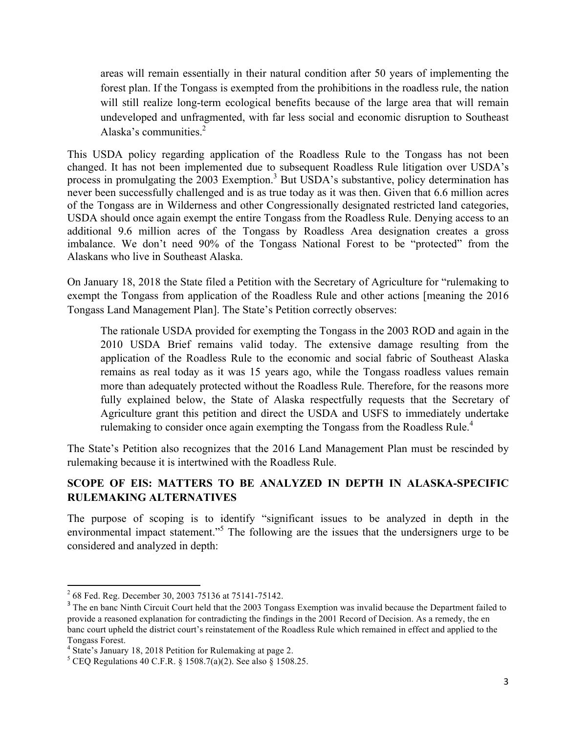> areas will remain essentially in their natural condition after 50 years of implementing the forest plan. If the Tongass is exempted from the prohibitions in the roadless rule, the nation will still realize long-term ecological benefits because of the large area that will remain undeveloped and unfragmented, with far less social and economic disruption to Southeast Alaska's communities.[2]

This USDA policy regarding application of the Roadless Rule to the Tongass has not been changed. It has not been implemented due to subsequent Roadless Rule litigation over USDA's process in promulgating the 2003 Exemption.[3] But USDA's substantive, policy determination has never been successfully challenged and is as true today as it was then. Given that 6.6 million acres of the Tongass are in Wilderness and other Congressionally designated restricted land categories, USDA should once again exempt the entire Tongass from the Roadless Rule. Denying access to an additional 9.6 million acres of the Tongass by Roadless Area designation creates a gross imbalance. We don't need 90% of the Tongass National Forest to be "protected" from the Alaskans who live in Southeast Alaska.

On January 18, 2018 the State filed a Petition with the Secretary of Agriculture for "rulemaking to exempt the Tongass from application of the Roadless Rule and other actions [meaning the 2016 Tongass Land Management Plan]. The State's Petition correctly observes:

> The rationale USDA provided for exempting the Tongass in the 2003 ROD and again in the 2010 USDA Brief remains valid today. The extensive damage resulting from the application of the Roadless Rule to the economic and social fabric of Southeast Alaska remains as real today as it was 15 years ago, while the Tongass roadless values remain more than adequately protected without the Roadless Rule. Therefore, for the reasons more fully explained below, the State of Alaska respectfully requests that the Secretary of Agriculture grant this petition and direct the USDA and USFS to immediately undertake rulemaking to consider once again exempting the Tongass from the Roadless Rule.[4]

The State's Petition also recognizes that the 2016 Land Management Plan must be rescinded by rulemaking because it is intertwined with the Roadless Rule.

## SCOPE OF EIS: MATTERS TO BE ANALYZED IN DEPTH IN ALASKA-SPECIFIC RULEMAKING ALTERNATIVES

The purpose of scoping is to identify "significant issues to be analyzed in depth in the environmental impact statement."[5] The following are the issues that the undersigners urge to be considered and analyzed in depth:

---

[2] 68 Fed. Reg. December 30, 2003 75136 at 75141-75142.

[3] The en banc Ninth Circuit Court held that the 2003 Tongass Exemption was invalid because the Department failed to provide a reasoned explanation for contradicting the findings in the 2001 Record of Decision. As a remedy, the en banc court upheld the district court's reinstatement of the Roadless Rule which remained in effect and applied to the Tongass Forest.

[4] State's January 18, 2018 Petition for Rulemaking at page 2.

[5] CEQ Regulations 40 C.F.R. § 1508.7(a)(2). See also § 1508.25.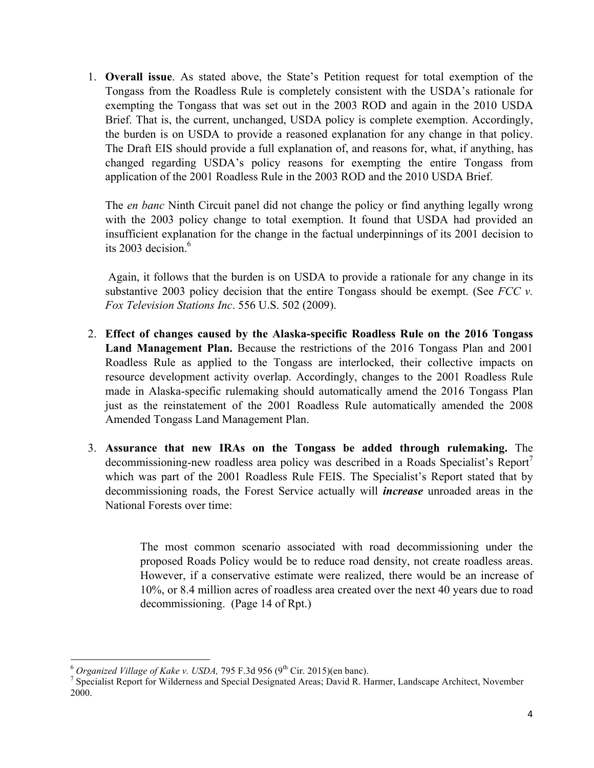1. **Overall issue**. As stated above, the State's Petition request for total exemption of the Tongass from the Roadless Rule is completely consistent with the USDA's rationale for exempting the Tongass that was set out in the 2003 ROD and again in the 2010 USDA Brief. That is, the current, unchanged, USDA policy is complete exemption. Accordingly, the burden is on USDA to provide a reasoned explanation for any change in that policy. The Draft EIS should provide a full explanation of, and reasons for, what, if anything, has changed regarding USDA's policy reasons for exempting the entire Tongass from application of the 2001 Roadless Rule in the 2003 ROD and the 2010 USDA Brief.

   The *en banc* Ninth Circuit panel did not change the policy or find anything legally wrong with the 2003 policy change to total exemption. It found that USDA had provided an insufficient explanation for the change in the factual underpinnings of its 2001 decision to its 2003 decision.[6]

   Again, it follows that the burden is on USDA to provide a rationale for any change in its substantive 2003 policy decision that the entire Tongass should be exempt. (See *FCC v. Fox Television Stations Inc*. 556 U.S. 502 (2009).

2. **Effect of changes caused by the Alaska-specific Roadless Rule on the 2016 Tongass Land Management Plan.** Because the restrictions of the 2016 Tongass Plan and 2001 Roadless Rule as applied to the Tongass are interlocked, their collective impacts on resource development activity overlap. Accordingly, changes to the 2001 Roadless Rule made in Alaska-specific rulemaking should automatically amend the 2016 Tongass Plan just as the reinstatement of the 2001 Roadless Rule automatically amended the 2008 Amended Tongass Land Management Plan.

3. **Assurance that new IRAs on the Tongass be added through rulemaking.** The decommissioning-new roadless area policy was described in a Roads Specialist's Report[7] which was part of the 2001 Roadless Rule FEIS. The Specialist's Report stated that by decommissioning roads, the Forest Service actually will ***increase*** unroaded areas in the National Forests over time:

   > The most common scenario associated with road decommissioning under the proposed Roads Policy would be to reduce road density, not create roadless areas. However, if a conservative estimate were realized, there would be an increase of 10%, or 8.4 million acres of roadless area created over the next 40 years due to road decommissioning. (Page 14 of Rpt.)

---

[6] *Organized Village of Kake v. USDA,* 795 F.3d 956 (9th Cir. 2015)(en banc).

[7] Specialist Report for Wilderness and Special Designated Areas; David R. Harmer, Landscape Architect, November 2000.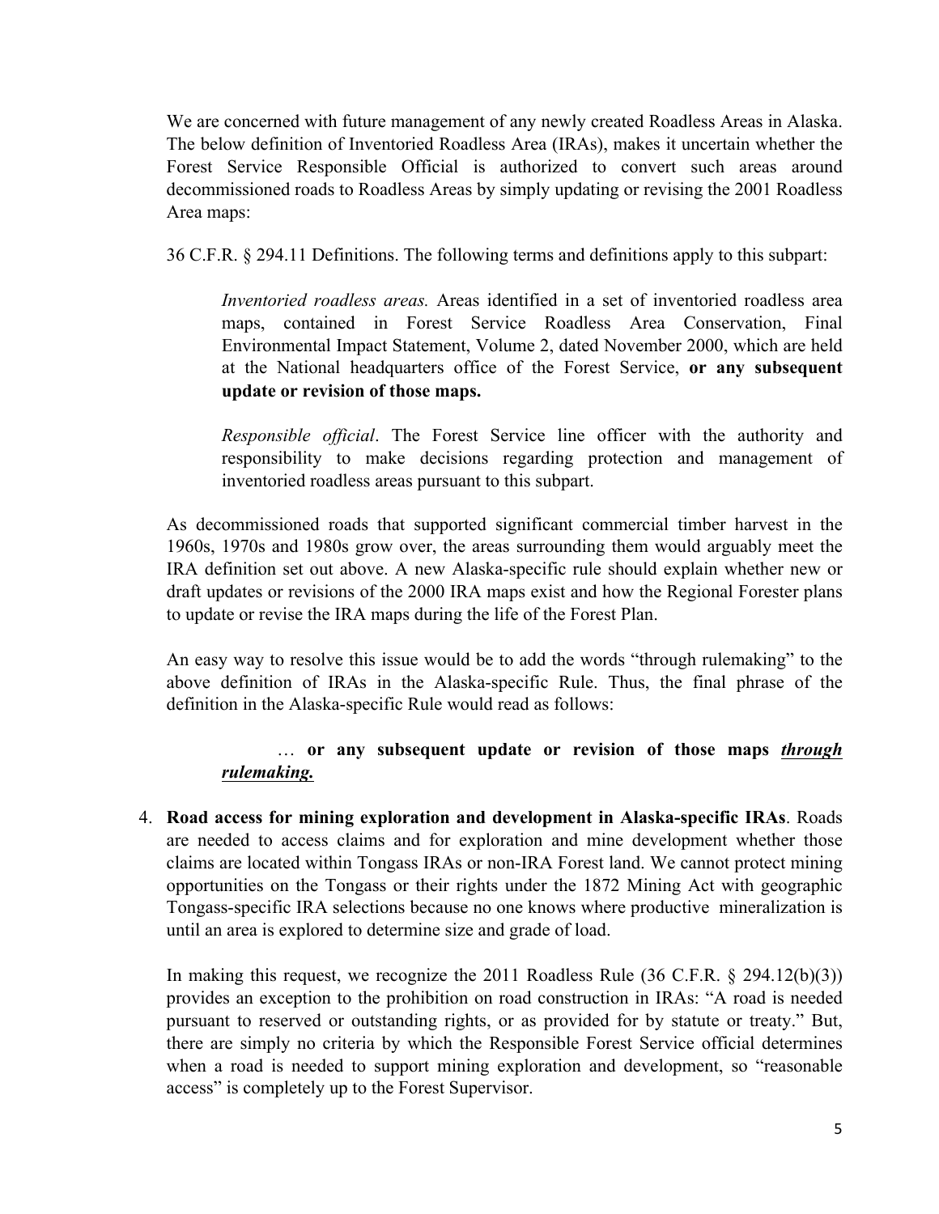We are concerned with future management of any newly created Roadless Areas in Alaska. The below definition of Inventoried Roadless Area (IRAs), makes it uncertain whether the Forest Service Responsible Official is authorized to convert such areas around decommissioned roads to Roadless Areas by simply updating or revising the 2001 Roadless Area maps:

36 C.F.R. § 294.11 Definitions. The following terms and definitions apply to this subpart:

> *Inventoried roadless areas.* Areas identified in a set of inventoried roadless area maps, contained in Forest Service Roadless Area Conservation, Final Environmental Impact Statement, Volume 2, dated November 2000, which are held at the National headquarters office of the Forest Service, **or any subsequent update or revision of those maps.**
>
> *Responsible official*. The Forest Service line officer with the authority and responsibility to make decisions regarding protection and management of inventoried roadless areas pursuant to this subpart.

As decommissioned roads that supported significant commercial timber harvest in the 1960s, 1970s and 1980s grow over, the areas surrounding them would arguably meet the IRA definition set out above. A new Alaska-specific rule should explain whether new or draft updates or revisions of the 2000 IRA maps exist and how the Regional Forester plans to update or revise the IRA maps during the life of the Forest Plan.

An easy way to resolve this issue would be to add the words "through rulemaking" to the above definition of IRAs in the Alaska-specific Rule. Thus, the final phrase of the definition in the Alaska-specific Rule would read as follows:

> … **or any subsequent update or revision of those maps <u>*through rulemaking.*</u>**

4. **Road access for mining exploration and development in Alaska-specific IRAs**. Roads are needed to access claims and for exploration and mine development whether those claims are located within Tongass IRAs or non-IRA Forest land. We cannot protect mining opportunities on the Tongass or their rights under the 1872 Mining Act with geographic Tongass-specific IRA selections because no one knows where productive mineralization is until an area is explored to determine size and grade of load.

   In making this request, we recognize the 2011 Roadless Rule (36 C.F.R. § 294.12(b)(3)) provides an exception to the prohibition on road construction in IRAs: "A road is needed pursuant to reserved or outstanding rights, or as provided for by statute or treaty." But, there are simply no criteria by which the Responsible Forest Service official determines when a road is needed to support mining exploration and development, so "reasonable access" is completely up to the Forest Supervisor.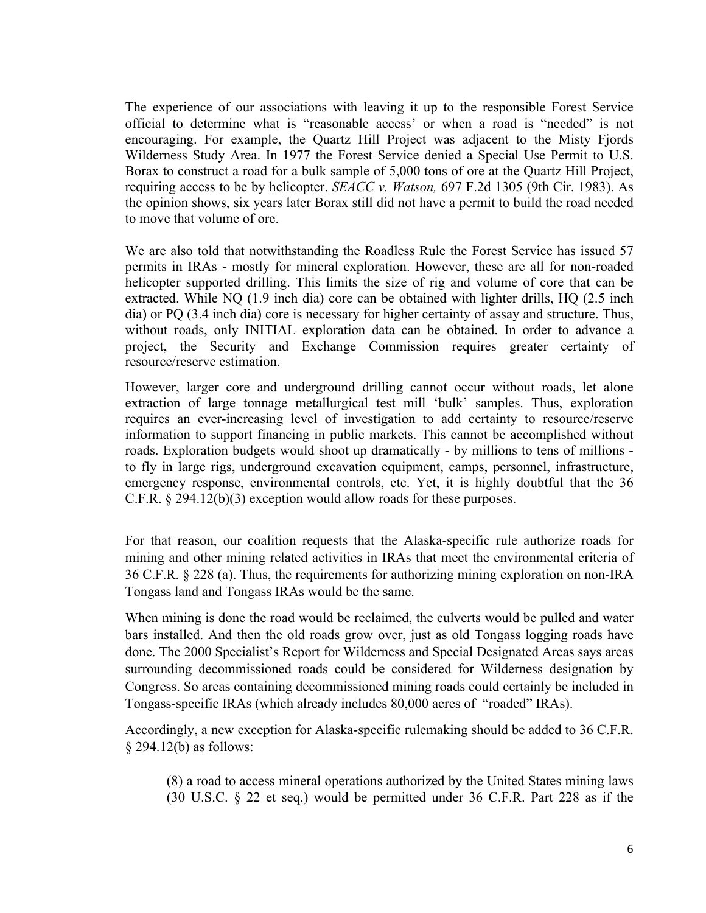The experience of our associations with leaving it up to the responsible Forest Service official to determine what is "reasonable access' or when a road is "needed" is not encouraging. For example, the Quartz Hill Project was adjacent to the Misty Fjords Wilderness Study Area. In 1977 the Forest Service denied a Special Use Permit to U.S. Borax to construct a road for a bulk sample of 5,000 tons of ore at the Quartz Hill Project, requiring access to be by helicopter. *SEACC v. Watson,* 697 F.2d 1305 (9th Cir. 1983). As the opinion shows, six years later Borax still did not have a permit to build the road needed to move that volume of ore.

We are also told that notwithstanding the Roadless Rule the Forest Service has issued 57 permits in IRAs - mostly for mineral exploration. However, these are all for non-roaded helicopter supported drilling. This limits the size of rig and volume of core that can be extracted. While NQ (1.9 inch dia) core can be obtained with lighter drills, HQ (2.5 inch dia) or PQ (3.4 inch dia) core is necessary for higher certainty of assay and structure. Thus, without roads, only INITIAL exploration data can be obtained. In order to advance a project, the Security and Exchange Commission requires greater certainty of resource/reserve estimation.

However, larger core and underground drilling cannot occur without roads, let alone extraction of large tonnage metallurgical test mill 'bulk' samples. Thus, exploration requires an ever-increasing level of investigation to add certainty to resource/reserve information to support financing in public markets. This cannot be accomplished without roads. Exploration budgets would shoot up dramatically - by millions to tens of millions - to fly in large rigs, underground excavation equipment, camps, personnel, infrastructure, emergency response, environmental controls, etc. Yet, it is highly doubtful that the 36 C.F.R. § 294.12(b)(3) exception would allow roads for these purposes.

For that reason, our coalition requests that the Alaska-specific rule authorize roads for mining and other mining related activities in IRAs that meet the environmental criteria of 36 C.F.R. § 228 (a). Thus, the requirements for authorizing mining exploration on non-IRA Tongass land and Tongass IRAs would be the same.

When mining is done the road would be reclaimed, the culverts would be pulled and water bars installed. And then the old roads grow over, just as old Tongass logging roads have done. The 2000 Specialist's Report for Wilderness and Special Designated Areas says areas surrounding decommissioned roads could be considered for Wilderness designation by Congress. So areas containing decommissioned mining roads could certainly be included in Tongass-specific IRAs (which already includes 80,000 acres of "roaded" IRAs).

Accordingly, a new exception for Alaska-specific rulemaking should be added to 36 C.F.R. § 294.12(b) as follows:

> (8) a road to access mineral operations authorized by the United States mining laws (30 U.S.C. § 22 et seq.) would be permitted under 36 C.F.R. Part 228 as if the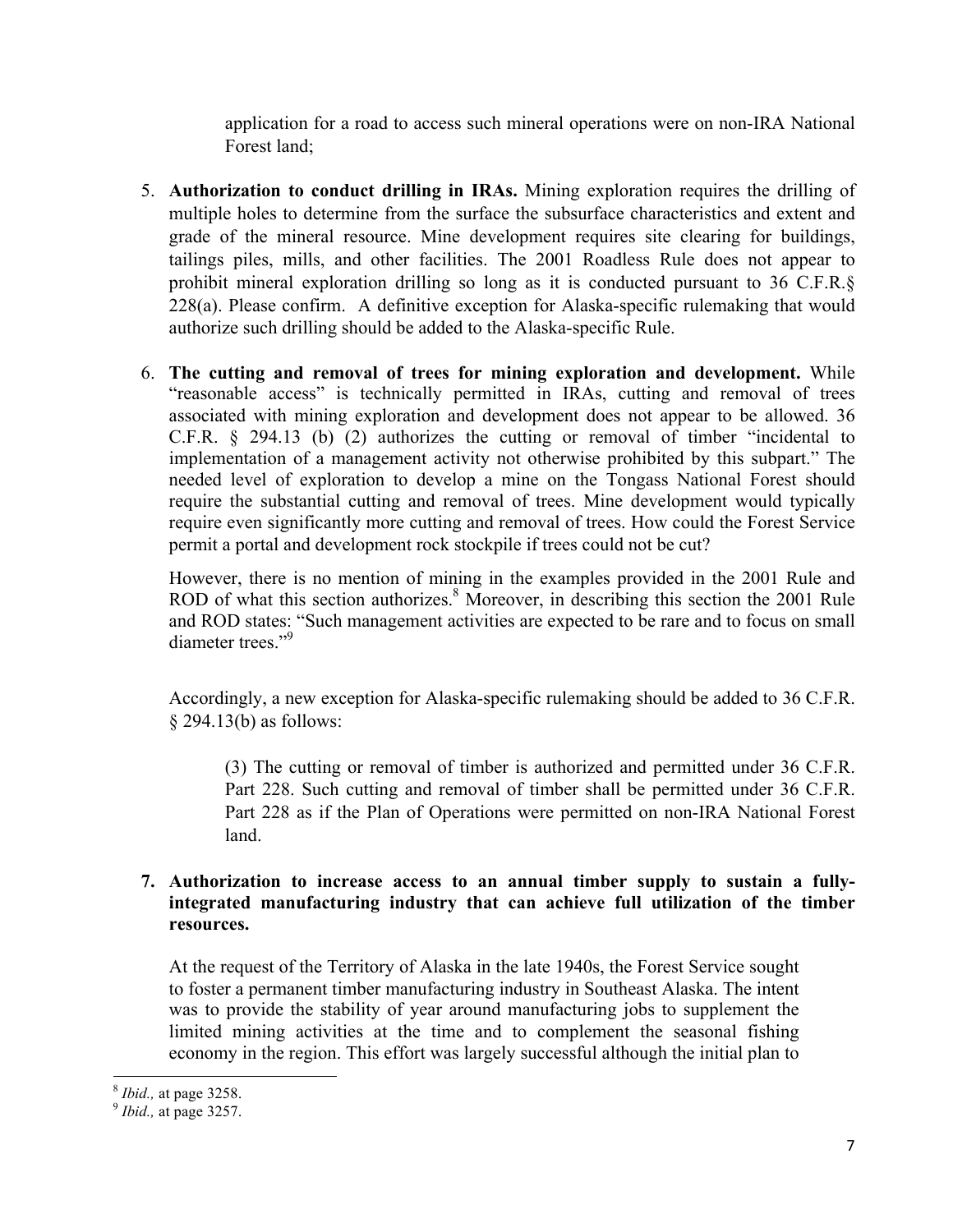application for a road to access such mineral operations were on non-IRA National Forest land;

5. **Authorization to conduct drilling in IRAs.** Mining exploration requires the drilling of multiple holes to determine from the surface the subsurface characteristics and extent and grade of the mineral resource. Mine development requires site clearing for buildings, tailings piles, mills, and other facilities. The 2001 Roadless Rule does not appear to prohibit mineral exploration drilling so long as it is conducted pursuant to 36 C.F.R.§ 228(a). Please confirm. A definitive exception for Alaska-specific rulemaking that would authorize such drilling should be added to the Alaska-specific Rule.

6. **The cutting and removal of trees for mining exploration and development.** While "reasonable access" is technically permitted in IRAs, cutting and removal of trees associated with mining exploration and development does not appear to be allowed. 36 C.F.R. § 294.13 (b) (2) authorizes the cutting or removal of timber "incidental to implementation of a management activity not otherwise prohibited by this subpart." The needed level of exploration to develop a mine on the Tongass National Forest should require the substantial cutting and removal of trees. Mine development would typically require even significantly more cutting and removal of trees. How could the Forest Service permit a portal and development rock stockpile if trees could not be cut?

   However, there is no mention of mining in the examples provided in the 2001 Rule and ROD of what this section authorizes.[8] Moreover, in describing this section the 2001 Rule and ROD states: "Such management activities are expected to be rare and to focus on small diameter trees."[9]

   Accordingly, a new exception for Alaska-specific rulemaking should be added to 36 C.F.R. § 294.13(b) as follows:

   > (3) The cutting or removal of timber is authorized and permitted under 36 C.F.R. Part 228. Such cutting and removal of timber shall be permitted under 36 C.F.R. Part 228 as if the Plan of Operations were permitted on non-IRA National Forest land.

7. **Authorization to increase access to an annual timber supply to sustain a fully-integrated manufacturing industry that can achieve full utilization of the timber resources.**

   At the request of the Territory of Alaska in the late 1940s, the Forest Service sought to foster a permanent timber manufacturing industry in Southeast Alaska. The intent was to provide the stability of year around manufacturing jobs to supplement the limited mining activities at the time and to complement the seasonal fishing economy in the region. This effort was largely successful although the initial plan to

---

[8] *Ibid.,* at page 3258.

[9] *Ibid.,* at page 3257.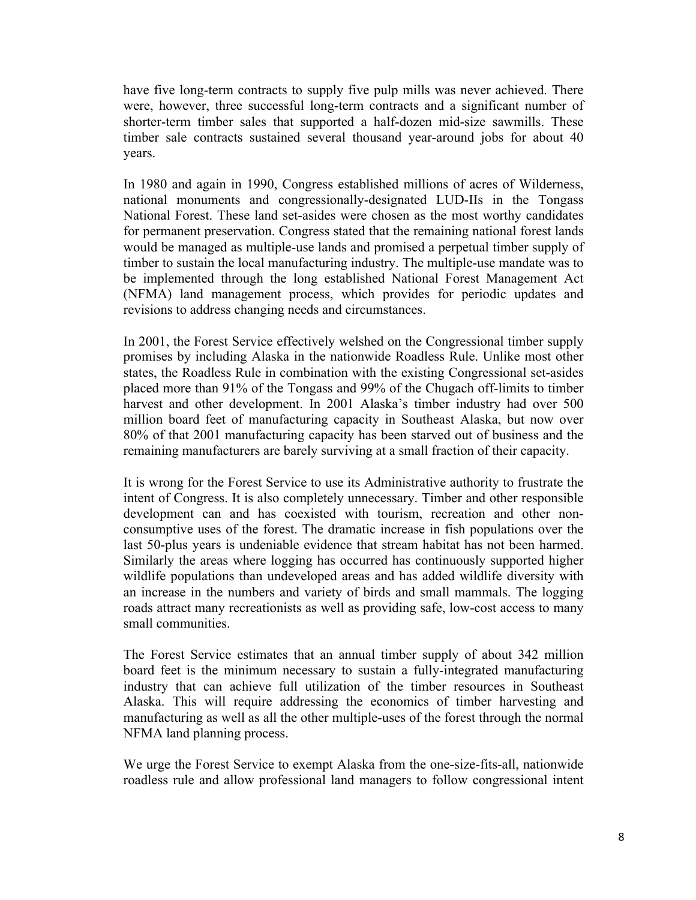have five long-term contracts to supply five pulp mills was never achieved. There were, however, three successful long-term contracts and a significant number of shorter-term timber sales that supported a half-dozen mid-size sawmills. These timber sale contracts sustained several thousand year-around jobs for about 40 years.

In 1980 and again in 1990, Congress established millions of acres of Wilderness, national monuments and congressionally-designated LUD-IIs in the Tongass National Forest. These land set-asides were chosen as the most worthy candidates for permanent preservation. Congress stated that the remaining national forest lands would be managed as multiple-use lands and promised a perpetual timber supply of timber to sustain the local manufacturing industry. The multiple-use mandate was to be implemented through the long established National Forest Management Act (NFMA) land management process, which provides for periodic updates and revisions to address changing needs and circumstances.

In 2001, the Forest Service effectively welshed on the Congressional timber supply promises by including Alaska in the nationwide Roadless Rule. Unlike most other states, the Roadless Rule in combination with the existing Congressional set-asides placed more than 91% of the Tongass and 99% of the Chugach off-limits to timber harvest and other development. In 2001 Alaska's timber industry had over 500 million board feet of manufacturing capacity in Southeast Alaska, but now over 80% of that 2001 manufacturing capacity has been starved out of business and the remaining manufacturers are barely surviving at a small fraction of their capacity.

It is wrong for the Forest Service to use its Administrative authority to frustrate the intent of Congress. It is also completely unnecessary. Timber and other responsible development can and has coexisted with tourism, recreation and other non-consumptive uses of the forest. The dramatic increase in fish populations over the last 50-plus years is undeniable evidence that stream habitat has not been harmed. Similarly the areas where logging has occurred has continuously supported higher wildlife populations than undeveloped areas and has added wildlife diversity with an increase in the numbers and variety of birds and small mammals. The logging roads attract many recreationists as well as providing safe, low-cost access to many small communities.

The Forest Service estimates that an annual timber supply of about 342 million board feet is the minimum necessary to sustain a fully-integrated manufacturing industry that can achieve full utilization of the timber resources in Southeast Alaska. This will require addressing the economics of timber harvesting and manufacturing as well as all the other multiple-uses of the forest through the normal NFMA land planning process.

We urge the Forest Service to exempt Alaska from the one-size-fits-all, nationwide roadless rule and allow professional land managers to follow congressional intent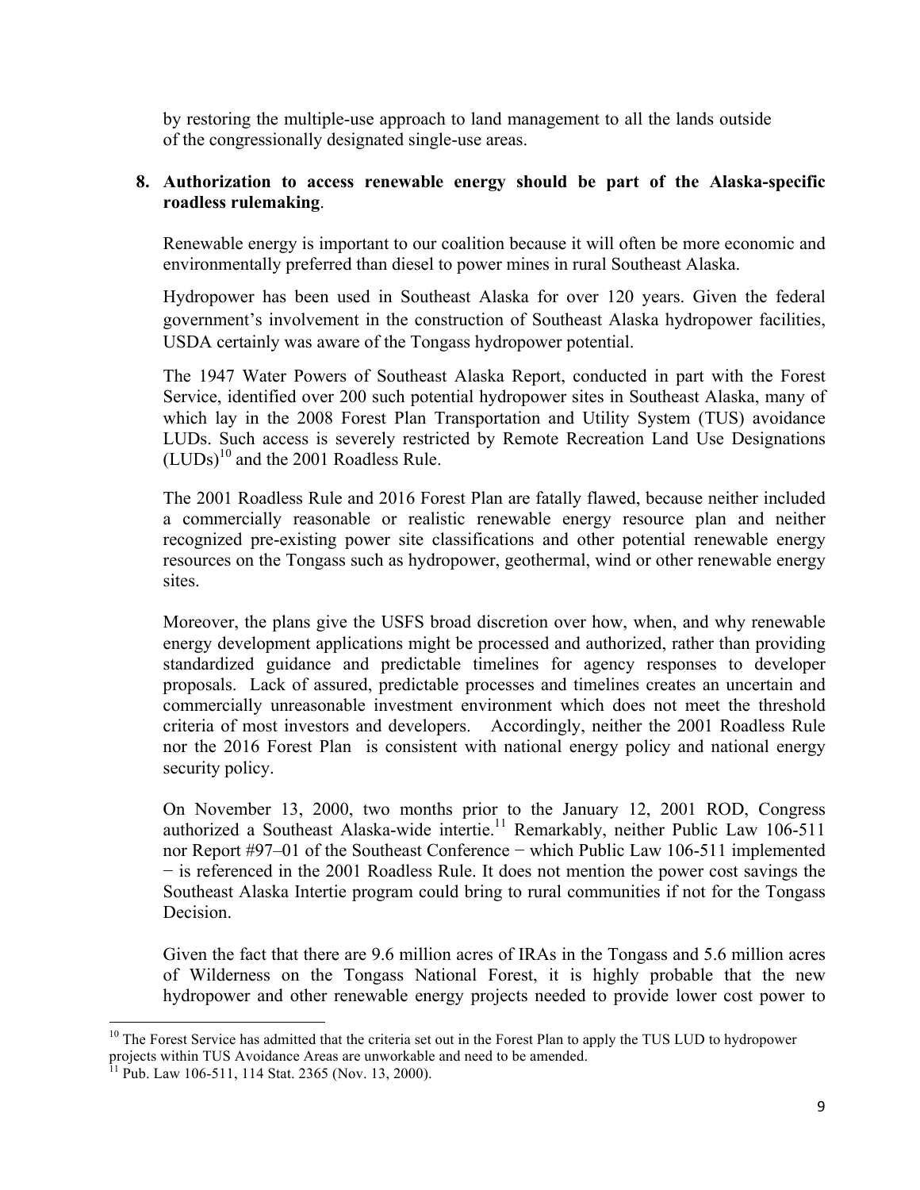by restoring the multiple-use approach to land management to all the lands outside of the congressionally designated single-use areas.

8. **Authorization to access renewable energy should be part of the Alaska-specific roadless rulemaking**.

   Renewable energy is important to our coalition because it will often be more economic and environmentally preferred than diesel to power mines in rural Southeast Alaska.

   Hydropower has been used in Southeast Alaska for over 120 years. Given the federal government's involvement in the construction of Southeast Alaska hydropower facilities, USDA certainly was aware of the Tongass hydropower potential.

   The 1947 Water Powers of Southeast Alaska Report, conducted in part with the Forest Service, identified over 200 such potential hydropower sites in Southeast Alaska, many of which lay in the 2008 Forest Plan Transportation and Utility System (TUS) avoidance LUDs. Such access is severely restricted by Remote Recreation Land Use Designations (LUDs)[10] and the 2001 Roadless Rule.

   The 2001 Roadless Rule and 2016 Forest Plan are fatally flawed, because neither included a commercially reasonable or realistic renewable energy resource plan and neither recognized pre-existing power site classifications and other potential renewable energy resources on the Tongass such as hydropower, geothermal, wind or other renewable energy sites.

   Moreover, the plans give the USFS broad discretion over how, when, and why renewable energy development applications might be processed and authorized, rather than providing standardized guidance and predictable timelines for agency responses to developer proposals. Lack of assured, predictable processes and timelines creates an uncertain and commercially unreasonable investment environment which does not meet the threshold criteria of most investors and developers. Accordingly, neither the 2001 Roadless Rule nor the 2016 Forest Plan is consistent with national energy policy and national energy security policy.

   On November 13, 2000, two months prior to the January 12, 2001 ROD, Congress authorized a Southeast Alaska-wide intertie.[11] Remarkably, neither Public Law 106-511 nor Report #97–01 of the Southeast Conference − which Public Law 106-511 implemented − is referenced in the 2001 Roadless Rule. It does not mention the power cost savings the Southeast Alaska Intertie program could bring to rural communities if not for the Tongass Decision.

   Given the fact that there are 9.6 million acres of IRAs in the Tongass and 5.6 million acres of Wilderness on the Tongass National Forest, it is highly probable that the new hydropower and other renewable energy projects needed to provide lower cost power to

---

[10] The Forest Service has admitted that the criteria set out in the Forest Plan to apply the TUS LUD to hydropower projects within TUS Avoidance Areas are unworkable and need to be amended.

[11] Pub. Law 106-511, 114 Stat. 2365 (Nov. 13, 2000).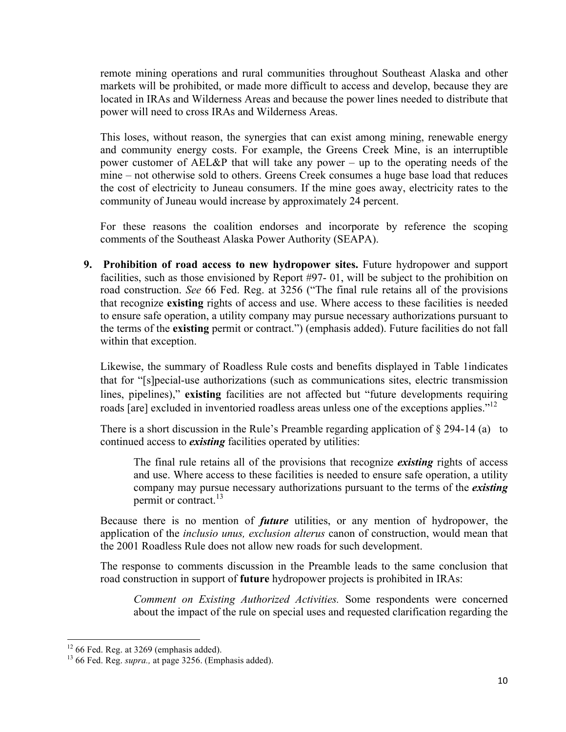remote mining operations and rural communities throughout Southeast Alaska and other markets will be prohibited, or made more difficult to access and develop, because they are located in IRAs and Wilderness Areas and because the power lines needed to distribute that power will need to cross IRAs and Wilderness Areas.

This loses, without reason, the synergies that can exist among mining, renewable energy and community energy costs. For example, the Greens Creek Mine, is an interruptible power customer of AEL&P that will take any power – up to the operating needs of the mine – not otherwise sold to others. Greens Creek consumes a huge base load that reduces the cost of electricity to Juneau consumers. If the mine goes away, electricity rates to the community of Juneau would increase by approximately 24 percent.

For these reasons the coalition endorses and incorporate by reference the scoping comments of the Southeast Alaska Power Authority (SEAPA).

9. **Prohibition of road access to new hydropower sites.** Future hydropower and support facilities, such as those envisioned by Report #97- 01, will be subject to the prohibition on road construction. *See* 66 Fed. Reg. at 3256 ("The final rule retains all of the provisions that recognize **existing** rights of access and use. Where access to these facilities is needed to ensure safe operation, a utility company may pursue necessary authorizations pursuant to the terms of the **existing** permit or contract.") (emphasis added). Future facilities do not fall within that exception.

   Likewise, the summary of Roadless Rule costs and benefits displayed in Table 1indicates that for "[s]pecial-use authorizations (such as communications sites, electric transmission lines, pipelines)," **existing** facilities are not affected but "future developments requiring roads [are] excluded in inventoried roadless areas unless one of the exceptions applies."[12]

   There is a short discussion in the Rule's Preamble regarding application of § 294-14 (a) to continued access to ***existing*** facilities operated by utilities:

   > The final rule retains all of the provisions that recognize ***existing*** rights of access and use. Where access to these facilities is needed to ensure safe operation, a utility company may pursue necessary authorizations pursuant to the terms of the ***existing*** permit or contract.[13]

   Because there is no mention of ***future*** utilities, or any mention of hydropower, the application of the *inclusio unus, exclusion alterus* canon of construction, would mean that the 2001 Roadless Rule does not allow new roads for such development.

   The response to comments discussion in the Preamble leads to the same conclusion that road construction in support of **future** hydropower projects is prohibited in IRAs:

   > *Comment on Existing Authorized Activities.* Some respondents were concerned about the impact of the rule on special uses and requested clarification regarding the

---

[12] 66 Fed. Reg. at 3269 (emphasis added).

[13] 66 Fed. Reg. *supra.,* at page 3256. (Emphasis added).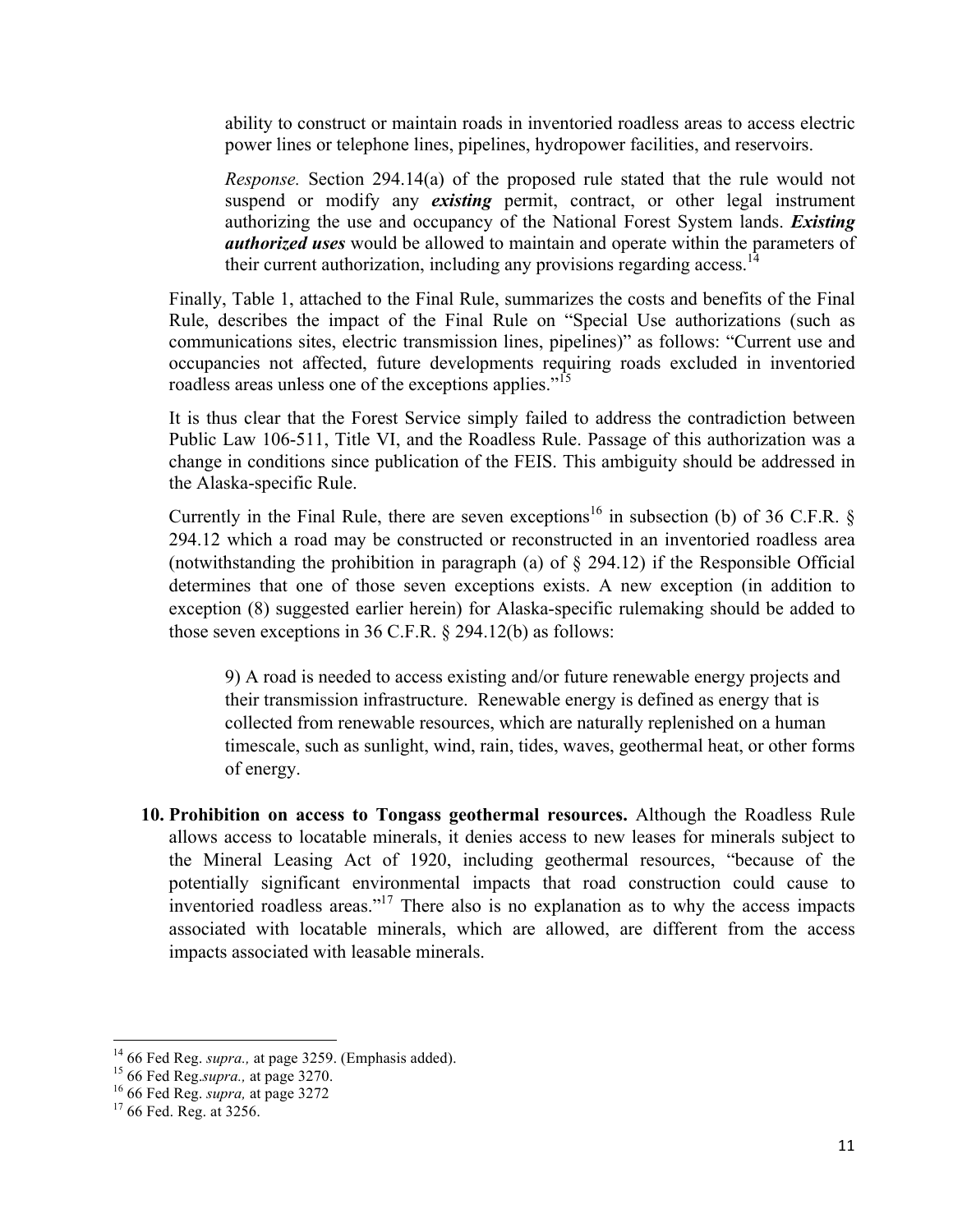ability to construct or maintain roads in inventoried roadless areas to access electric power lines or telephone lines, pipelines, hydropower facilities, and reservoirs.

> *Response.* Section 294.14(a) of the proposed rule stated that the rule would not suspend or modify any ***existing*** permit, contract, or other legal instrument authorizing the use and occupancy of the National Forest System lands. ***Existing authorized uses*** would be allowed to maintain and operate within the parameters of their current authorization, including any provisions regarding access.[14]

Finally, Table 1, attached to the Final Rule, summarizes the costs and benefits of the Final Rule, describes the impact of the Final Rule on "Special Use authorizations (such as communications sites, electric transmission lines, pipelines)" as follows: "Current use and occupancies not affected, future developments requiring roads excluded in inventoried roadless areas unless one of the exceptions applies."[15]

It is thus clear that the Forest Service simply failed to address the contradiction between Public Law 106-511, Title VI, and the Roadless Rule. Passage of this authorization was a change in conditions since publication of the FEIS. This ambiguity should be addressed in the Alaska-specific Rule.

Currently in the Final Rule, there are seven exceptions[16] in subsection (b) of 36 C.F.R. § 294.12 which a road may be constructed or reconstructed in an inventoried roadless area (notwithstanding the prohibition in paragraph (a) of § 294.12) if the Responsible Official determines that one of those seven exceptions exists. A new exception (in addition to exception (8) suggested earlier herein) for Alaska-specific rulemaking should be added to those seven exceptions in 36 C.F.R. § 294.12(b) as follows:

> 9) A road is needed to access existing and/or future renewable energy projects and their transmission infrastructure. Renewable energy is defined as energy that is collected from renewable resources, which are naturally replenished on a human timescale, such as sunlight, wind, rain, tides, waves, geothermal heat, or other forms of energy.

10. **Prohibition on access to Tongass geothermal resources.** Although the Roadless Rule allows access to locatable minerals, it denies access to new leases for minerals subject to the Mineral Leasing Act of 1920, including geothermal resources, "because of the potentially significant environmental impacts that road construction could cause to inventoried roadless areas."[17] There also is no explanation as to why the access impacts associated with locatable minerals, which are allowed, are different from the access impacts associated with leasable minerals.

---

[14] 66 Fed Reg. *supra.,* at page 3259. (Emphasis added).

[15] 66 Fed Reg.*supra.,* at page 3270.

[16] 66 Fed Reg. *supra,* at page 3272

[17] 66 Fed. Reg. at 3256.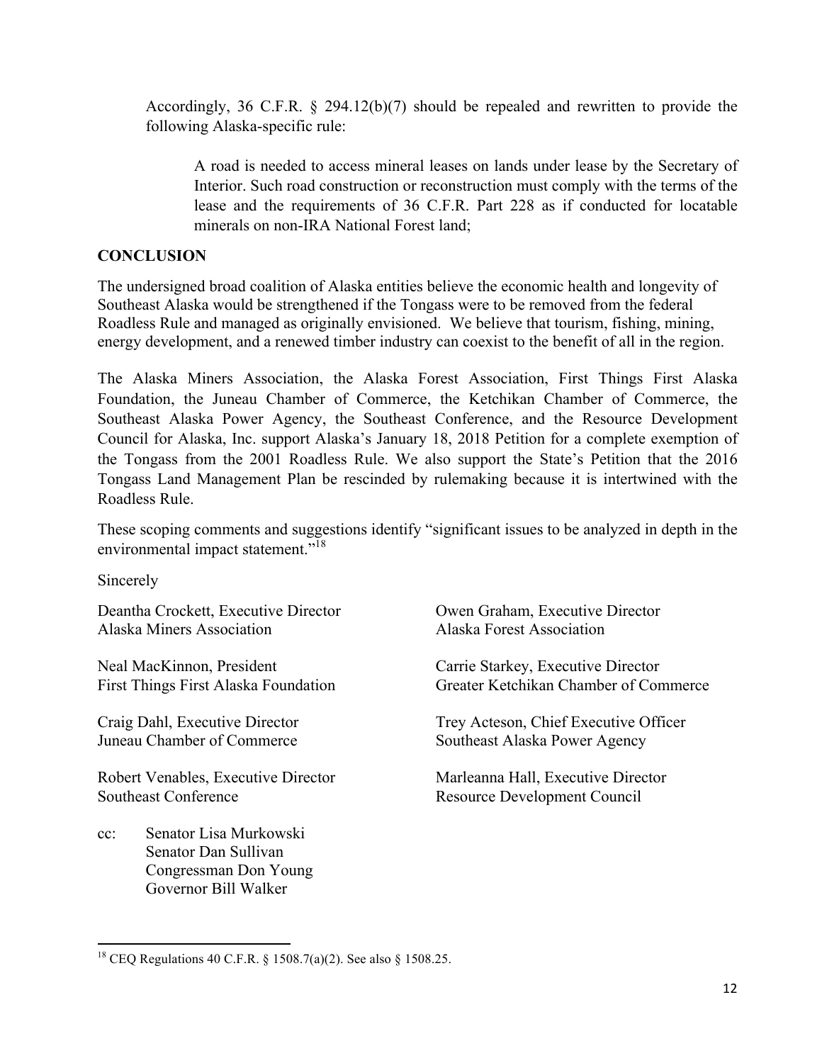Accordingly, 36 C.F.R. § 294.12(b)(7) should be repealed and rewritten to provide the following Alaska-specific rule:

> A road is needed to access mineral leases on lands under lease by the Secretary of Interior. Such road construction or reconstruction must comply with the terms of the lease and the requirements of 36 C.F.R. Part 228 as if conducted for locatable minerals on non-IRA National Forest land;

## CONCLUSION

The undersigned broad coalition of Alaska entities believe the economic health and longevity of Southeast Alaska would be strengthened if the Tongass were to be removed from the federal Roadless Rule and managed as originally envisioned. We believe that tourism, fishing, mining, energy development, and a renewed timber industry can coexist to the benefit of all in the region.

The Alaska Miners Association, the Alaska Forest Association, First Things First Alaska Foundation, the Juneau Chamber of Commerce, the Ketchikan Chamber of Commerce, the Southeast Alaska Power Agency, the Southeast Conference, and the Resource Development Council for Alaska, Inc. support Alaska's January 18, 2018 Petition for a complete exemption of the Tongass from the 2001 Roadless Rule. We also support the State's Petition that the 2016 Tongass Land Management Plan be rescinded by rulemaking because it is intertwined with the Roadless Rule.

These scoping comments and suggestions identify "significant issues to be analyzed in depth in the environmental impact statement."[18]

Sincerely

Deantha Crockett, Executive Director
Alaska Miners Association

Owen Graham, Executive Director
Alaska Forest Association

Neal MacKinnon, President
First Things First Alaska Foundation

Carrie Starkey, Executive Director
Greater Ketchikan Chamber of Commerce

Craig Dahl, Executive Director
Juneau Chamber of Commerce

Trey Acteson, Chief Executive Officer
Southeast Alaska Power Agency

Robert Venables, Executive Director
Southeast Conference

Marleanna Hall, Executive Director
Resource Development Council

cc: Senator Lisa Murkowski
Senator Dan Sullivan
Congressman Don Young
Governor Bill Walker

---

[18] CEQ Regulations 40 C.F.R. § 1508.7(a)(2). See also § 1508.25.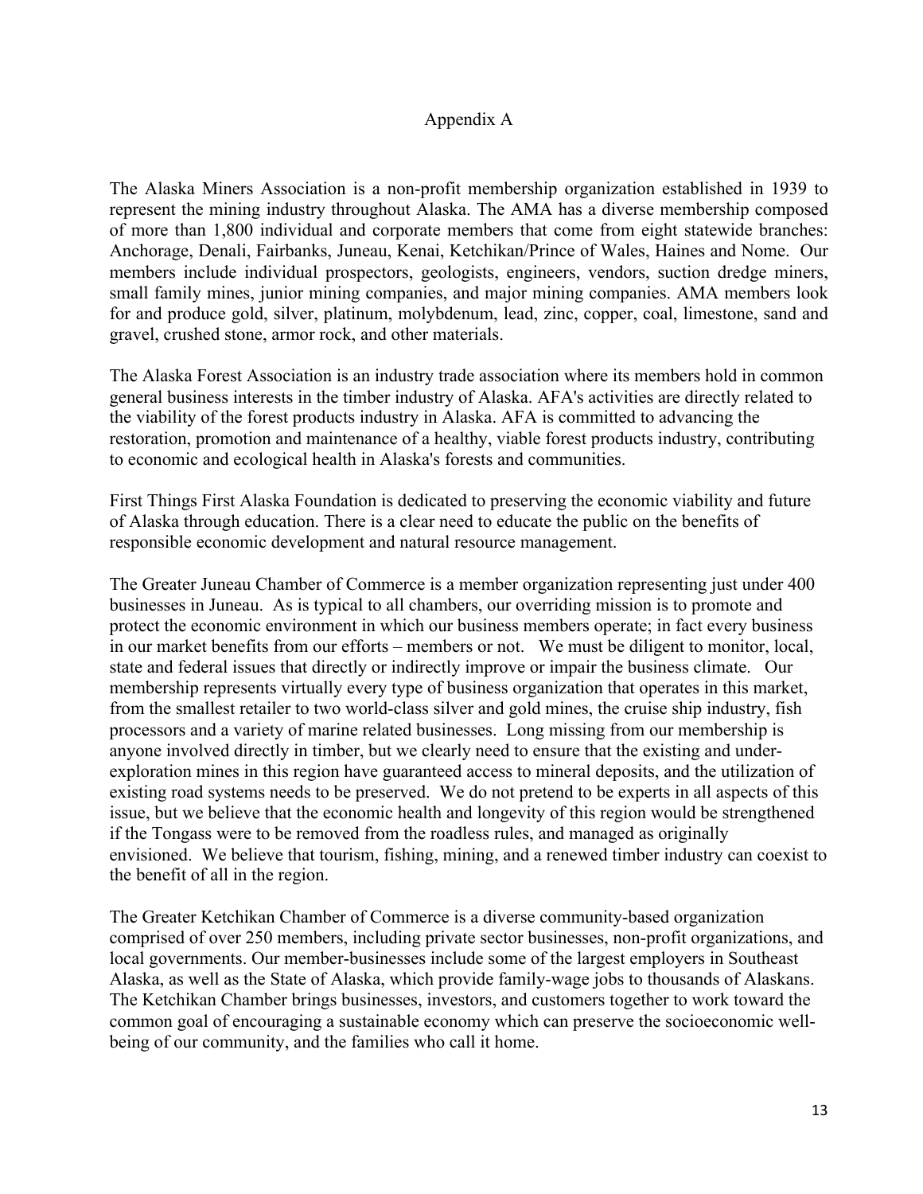# Appendix A

The Alaska Miners Association is a non-profit membership organization established in 1939 to represent the mining industry throughout Alaska. The AMA has a diverse membership composed of more than 1,800 individual and corporate members that come from eight statewide branches: Anchorage, Denali, Fairbanks, Juneau, Kenai, Ketchikan/Prince of Wales, Haines and Nome. Our members include individual prospectors, geologists, engineers, vendors, suction dredge miners, small family mines, junior mining companies, and major mining companies. AMA members look for and produce gold, silver, platinum, molybdenum, lead, zinc, copper, coal, limestone, sand and gravel, crushed stone, armor rock, and other materials.

The Alaska Forest Association is an industry trade association where its members hold in common general business interests in the timber industry of Alaska. AFA's activities are directly related to the viability of the forest products industry in Alaska. AFA is committed to advancing the restoration, promotion and maintenance of a healthy, viable forest products industry, contributing to economic and ecological health in Alaska's forests and communities.

First Things First Alaska Foundation is dedicated to preserving the economic viability and future of Alaska through education. There is a clear need to educate the public on the benefits of responsible economic development and natural resource management.

The Greater Juneau Chamber of Commerce is a member organization representing just under 400 businesses in Juneau. As is typical to all chambers, our overriding mission is to promote and protect the economic environment in which our business members operate; in fact every business in our market benefits from our efforts – members or not. We must be diligent to monitor, local, state and federal issues that directly or indirectly improve or impair the business climate. Our membership represents virtually every type of business organization that operates in this market, from the smallest retailer to two world-class silver and gold mines, the cruise ship industry, fish processors and a variety of marine related businesses. Long missing from our membership is anyone involved directly in timber, but we clearly need to ensure that the existing and under-exploration mines in this region have guaranteed access to mineral deposits, and the utilization of existing road systems needs to be preserved. We do not pretend to be experts in all aspects of this issue, but we believe that the economic health and longevity of this region would be strengthened if the Tongass were to be removed from the roadless rules, and managed as originally envisioned. We believe that tourism, fishing, mining, and a renewed timber industry can coexist to the benefit of all in the region.

The Greater Ketchikan Chamber of Commerce is a diverse community-based organization comprised of over 250 members, including private sector businesses, non-profit organizations, and local governments. Our member-businesses include some of the largest employers in Southeast Alaska, as well as the State of Alaska, which provide family-wage jobs to thousands of Alaskans. The Ketchikan Chamber brings businesses, investors, and customers together to work toward the common goal of encouraging a sustainable economy which can preserve the socioeconomic well-being of our community, and the families who call it home.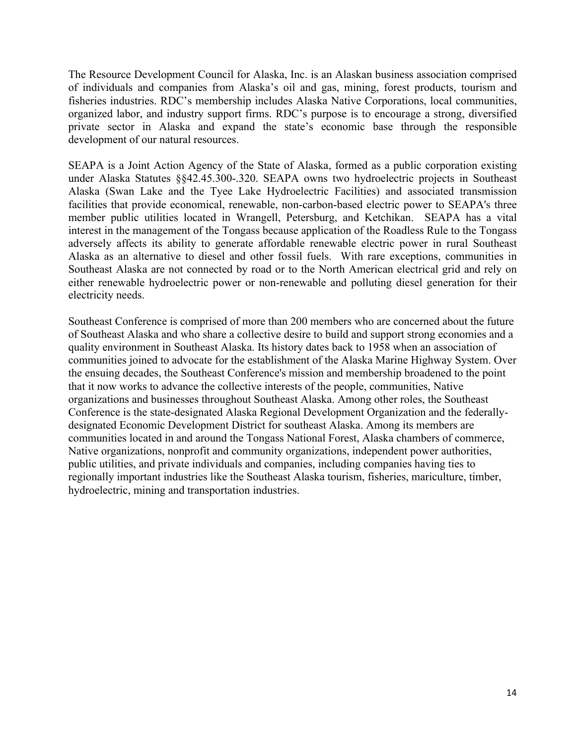The Resource Development Council for Alaska, Inc. is an Alaskan business association comprised of individuals and companies from Alaska's oil and gas, mining, forest products, tourism and fisheries industries. RDC's membership includes Alaska Native Corporations, local communities, organized labor, and industry support firms. RDC's purpose is to encourage a strong, diversified private sector in Alaska and expand the state's economic base through the responsible development of our natural resources.

SEAPA is a Joint Action Agency of the State of Alaska, formed as a public corporation existing under Alaska Statutes §§42.45.300-.320. SEAPA owns two hydroelectric projects in Southeast Alaska (Swan Lake and the Tyee Lake Hydroelectric Facilities) and associated transmission facilities that provide economical, renewable, non-carbon-based electric power to SEAPA's three member public utilities located in Wrangell, Petersburg, and Ketchikan. SEAPA has a vital interest in the management of the Tongass because application of the Roadless Rule to the Tongass adversely affects its ability to generate affordable renewable electric power in rural Southeast Alaska as an alternative to diesel and other fossil fuels. With rare exceptions, communities in Southeast Alaska are not connected by road or to the North American electrical grid and rely on either renewable hydroelectric power or non-renewable and polluting diesel generation for their electricity needs.

Southeast Conference is comprised of more than 200 members who are concerned about the future of Southeast Alaska and who share a collective desire to build and support strong economies and a quality environment in Southeast Alaska. Its history dates back to 1958 when an association of communities joined to advocate for the establishment of the Alaska Marine Highway System. Over the ensuing decades, the Southeast Conference's mission and membership broadened to the point that it now works to advance the collective interests of the people, communities, Native organizations and businesses throughout Southeast Alaska. Among other roles, the Southeast Conference is the state-designated Alaska Regional Development Organization and the federally-designated Economic Development District for southeast Alaska. Among its members are communities located in and around the Tongass National Forest, Alaska chambers of commerce, Native organizations, nonprofit and community organizations, independent power authorities, public utilities, and private individuals and companies, including companies having ties to regionally important industries like the Southeast Alaska tourism, fisheries, mariculture, timber, hydroelectric, mining and transportation industries.